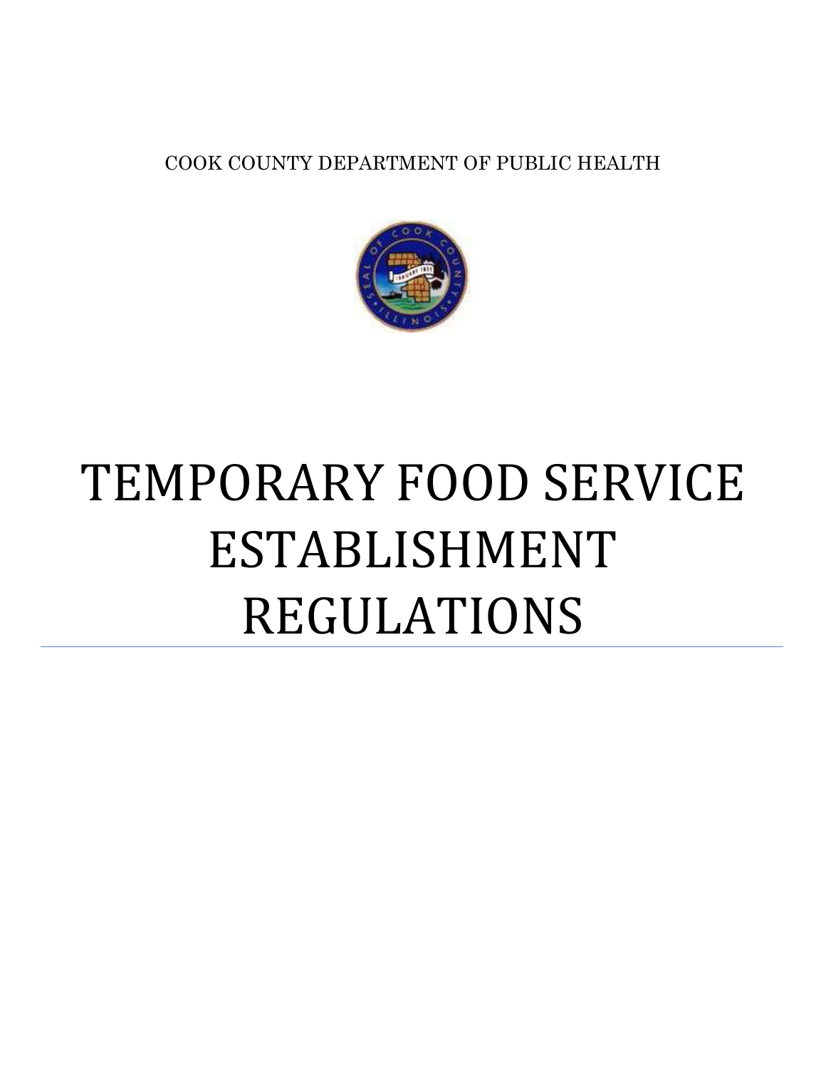COOK COUNTY DEPARTMENT OF PUBLIC HEALTH

# TEMPORARY FOOD SERVICE ESTABLISHMENT REGULATIONS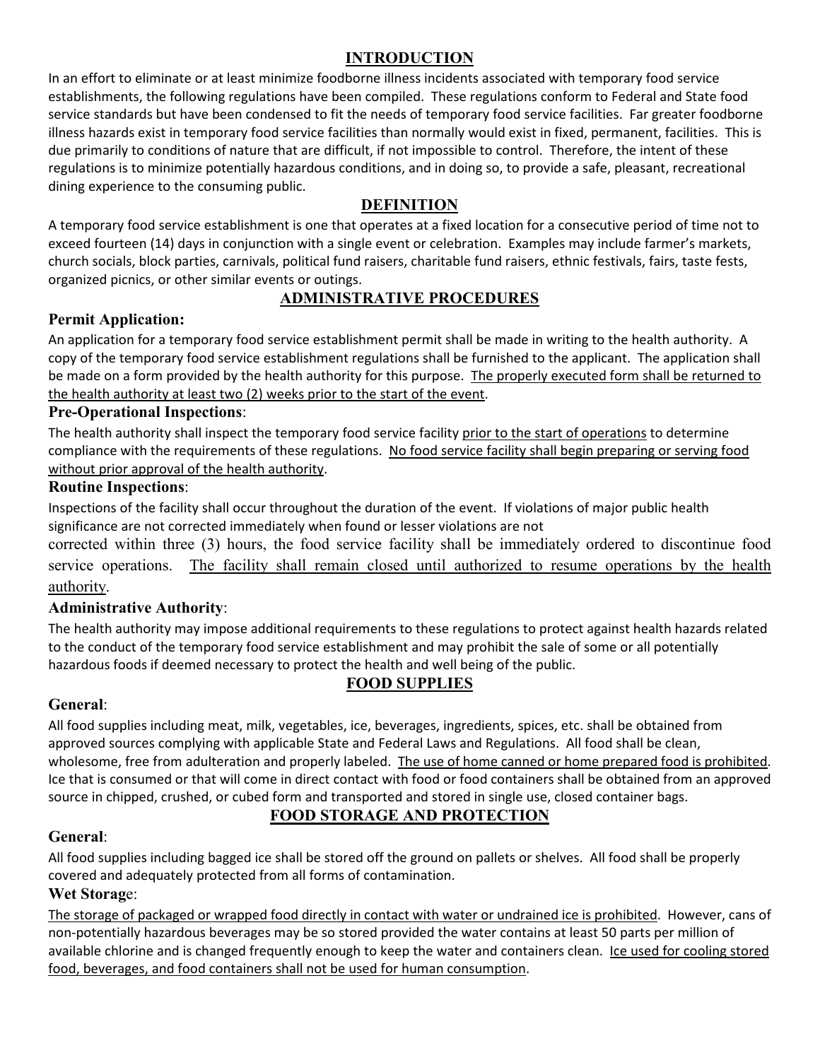## INTRODUCTION

In an effort to eliminate or at least minimize foodborne illness incidents associated with temporary food service establishments, the following regulations have been compiled. These regulations conform to Federal and State food service standards but have been condensed to fit the needs of temporary food service facilities. Far greater foodborne illness hazards exist in temporary food service facilities than normally would exist in fixed, permanent, facilities. This is due primarily to conditions of nature that are difficult, if not impossible to control. Therefore, the intent of these regulations is to minimize potentially hazardous conditions, and in doing so, to provide a safe, pleasant, recreational dining experience to the consuming public.

## DEFINITION

A temporary food service establishment is one that operates at a fixed location for a consecutive period of time not to exceed fourteen (14) days in conjunction with a single event or celebration. Examples may include farmer's markets, church socials, block parties, carnivals, political fund raisers, charitable fund raisers, ethnic festivals, fairs, taste fests, organized picnics, or other similar events or outings.

## ADMINISTRATIVE PROCEDURES

### Permit Application:

An application for a temporary food service establishment permit shall be made in writing to the health authority. A copy of the temporary food service establishment regulations shall be furnished to the applicant. The application shall be made on a form provided by the health authority for this purpose. <u>The properly executed form shall be returned to the health authority at least two (2) weeks prior to the start of the event</u>.

### Pre-Operational Inspections:

The health authority shall inspect the temporary food service facility <u>prior to the start of operations</u> to determine compliance with the requirements of these regulations. <u>No food service facility shall begin preparing or serving food without prior approval of the health authority</u>.

### Routine Inspections:

Inspections of the facility shall occur throughout the duration of the event. If violations of major public health significance are not corrected immediately when found or lesser violations are not corrected within three (3) hours, the food service facility shall be immediately ordered to discontinue food service operations. <u>The facility shall remain closed until authorized to resume operations by the health authority</u>.

### Administrative Authority:

The health authority may impose additional requirements to these regulations to protect against health hazards related to the conduct of the temporary food service establishment and may prohibit the sale of some or all potentially hazardous foods if deemed necessary to protect the health and well being of the public.

## FOOD SUPPLIES

### General:

All food supplies including meat, milk, vegetables, ice, beverages, ingredients, spices, etc. shall be obtained from approved sources complying with applicable State and Federal Laws and Regulations. All food shall be clean, wholesome, free from adulteration and properly labeled. <u>The use of home canned or home prepared food is prohibited</u>. Ice that is consumed or that will come in direct contact with food or food containers shall be obtained from an approved source in chipped, crushed, or cubed form and transported and stored in single use, closed container bags.

## FOOD STORAGE AND PROTECTION

### General:

All food supplies including bagged ice shall be stored off the ground on pallets or shelves. All food shall be properly covered and adequately protected from all forms of contamination.

### Wet Storage:

<u>The storage of packaged or wrapped food directly in contact with water or undrained ice is prohibited</u>. However, cans of non-potentially hazardous beverages may be so stored provided the water contains at least 50 parts per million of available chlorine and is changed frequently enough to keep the water and containers clean. <u>Ice used for cooling stored food, beverages, and food containers shall not be used for human consumption</u>.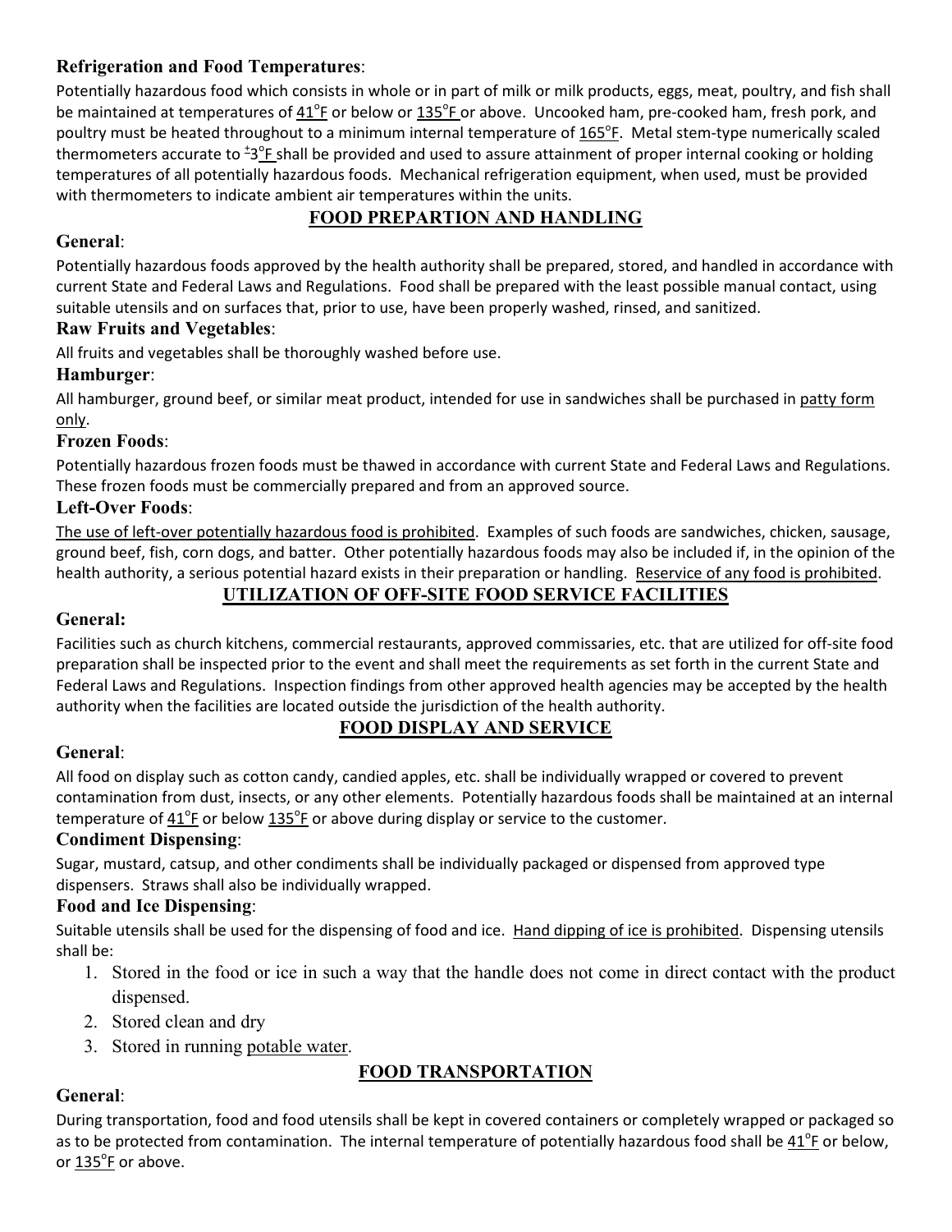**Refrigeration and Food Temperatures**:

Potentially hazardous food which consists in whole or in part of milk or milk products, eggs, meat, poultry, and fish shall be maintained at temperatures of <u>41°F</u> or below or <u>135°F</u> or above. Uncooked ham, pre-cooked ham, fresh pork, and poultry must be heated throughout to a minimum internal temperature of <u>165°F</u>. Metal stem-type numerically scaled thermometers accurate to ±<u>3°F</u> shall be provided and used to assure attainment of proper internal cooking or holding temperatures of all potentially hazardous foods. Mechanical refrigeration equipment, when used, must be provided with thermometers to indicate ambient air temperatures within the units.

## FOOD PREPARTION AND HANDLING

**General**:

Potentially hazardous foods approved by the health authority shall be prepared, stored, and handled in accordance with current State and Federal Laws and Regulations. Food shall be prepared with the least possible manual contact, using suitable utensils and on surfaces that, prior to use, have been properly washed, rinsed, and sanitized.

**Raw Fruits and Vegetables**:

All fruits and vegetables shall be thoroughly washed before use.

**Hamburger**:

All hamburger, ground beef, or similar meat product, intended for use in sandwiches shall be purchased in <u>patty form only</u>.

**Frozen Foods**:

Potentially hazardous frozen foods must be thawed in accordance with current State and Federal Laws and Regulations. These frozen foods must be commercially prepared and from an approved source.

**Left-Over Foods**:

<u>The use of left-over potentially hazardous food is prohibited</u>. Examples of such foods are sandwiches, chicken, sausage, ground beef, fish, corn dogs, and batter. Other potentially hazardous foods may also be included if, in the opinion of the health authority, a serious potential hazard exists in their preparation or handling. <u>Reservice of any food is prohibited</u>.

## UTILIZATION OF OFF-SITE FOOD SERVICE FACILITIES

**General:**

Facilities such as church kitchens, commercial restaurants, approved commissaries, etc. that are utilized for off-site food preparation shall be inspected prior to the event and shall meet the requirements as set forth in the current State and Federal Laws and Regulations. Inspection findings from other approved health agencies may be accepted by the health authority when the facilities are located outside the jurisdiction of the health authority.

## FOOD DISPLAY AND SERVICE

**General**:

All food on display such as cotton candy, candied apples, etc. shall be individually wrapped or covered to prevent contamination from dust, insects, or any other elements. Potentially hazardous foods shall be maintained at an internal temperature of <u>41°F</u> or below <u>135°F</u> or above during display or service to the customer.

**Condiment Dispensing**:

Sugar, mustard, catsup, and other condiments shall be individually packaged or dispensed from approved type dispensers. Straws shall also be individually wrapped.

**Food and Ice Dispensing**:

Suitable utensils shall be used for the dispensing of food and ice. <u>Hand dipping of ice is prohibited</u>. Dispensing utensils shall be:

1. Stored in the food or ice in such a way that the handle does not come in direct contact with the product dispensed.
2. Stored clean and dry
3. Stored in running <u>potable water</u>.

## FOOD TRANSPORTATION

**General**:

During transportation, food and food utensils shall be kept in covered containers or completely wrapped or packaged so as to be protected from contamination. The internal temperature of potentially hazardous food shall be <u>41°F</u> or below, or <u>135°F</u> or above.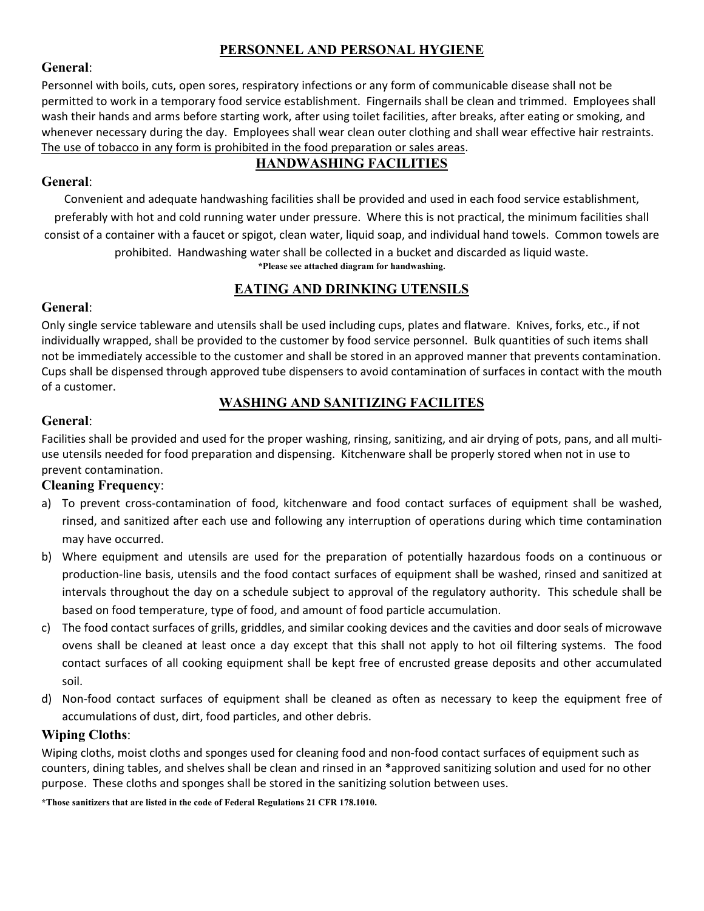## PERSONNEL AND PERSONAL HYGIENE

**General**:

Personnel with boils, cuts, open sores, respiratory infections or any form of communicable disease shall not be permitted to work in a temporary food service establishment. Fingernails shall be clean and trimmed. Employees shall wash their hands and arms before starting work, after using toilet facilities, after breaks, after eating or smoking, and whenever necessary during the day. Employees shall wear clean outer clothing and shall wear effective hair restraints. <u>The use of tobacco in any form is prohibited in the food preparation or sales areas</u>.

## HANDWASHING FACILITIES

**General**:

Convenient and adequate handwashing facilities shall be provided and used in each food service establishment, preferably with hot and cold running water under pressure. Where this is not practical, the minimum facilities shall consist of a container with a faucet or spigot, clean water, liquid soap, and individual hand towels. Common towels are prohibited. Handwashing water shall be collected in a bucket and discarded as liquid waste.

**\*Please see attached diagram for handwashing.**

## EATING AND DRINKING UTENSILS

**General**:

Only single service tableware and utensils shall be used including cups, plates and flatware. Knives, forks, etc., if not individually wrapped, shall be provided to the customer by food service personnel. Bulk quantities of such items shall not be immediately accessible to the customer and shall be stored in an approved manner that prevents contamination. Cups shall be dispensed through approved tube dispensers to avoid contamination of surfaces in contact with the mouth of a customer.

## WASHING AND SANITIZING FACILITES

**General**:

Facilities shall be provided and used for the proper washing, rinsing, sanitizing, and air drying of pots, pans, and all multi-use utensils needed for food preparation and dispensing. Kitchenware shall be properly stored when not in use to prevent contamination.

**Cleaning Frequency**:

a) To prevent cross-contamination of food, kitchenware and food contact surfaces of equipment shall be washed, rinsed, and sanitized after each use and following any interruption of operations during which time contamination may have occurred.

b) Where equipment and utensils are used for the preparation of potentially hazardous foods on a continuous or production-line basis, utensils and the food contact surfaces of equipment shall be washed, rinsed and sanitized at intervals throughout the day on a schedule subject to approval of the regulatory authority. This schedule shall be based on food temperature, type of food, and amount of food particle accumulation.

c) The food contact surfaces of grills, griddles, and similar cooking devices and the cavities and door seals of microwave ovens shall be cleaned at least once a day except that this shall not apply to hot oil filtering systems. The food contact surfaces of all cooking equipment shall be kept free of encrusted grease deposits and other accumulated soil.

d) Non-food contact surfaces of equipment shall be cleaned as often as necessary to keep the equipment free of accumulations of dust, dirt, food particles, and other debris.

**Wiping Cloths**:

Wiping cloths, moist cloths and sponges used for cleaning food and non-food contact surfaces of equipment such as counters, dining tables, and shelves shall be clean and rinsed in an **\***approved sanitizing solution and used for no other purpose. These cloths and sponges shall be stored in the sanitizing solution between uses.

**\*Those sanitizers that are listed in the code of Federal Regulations 21 CFR 178.1010.**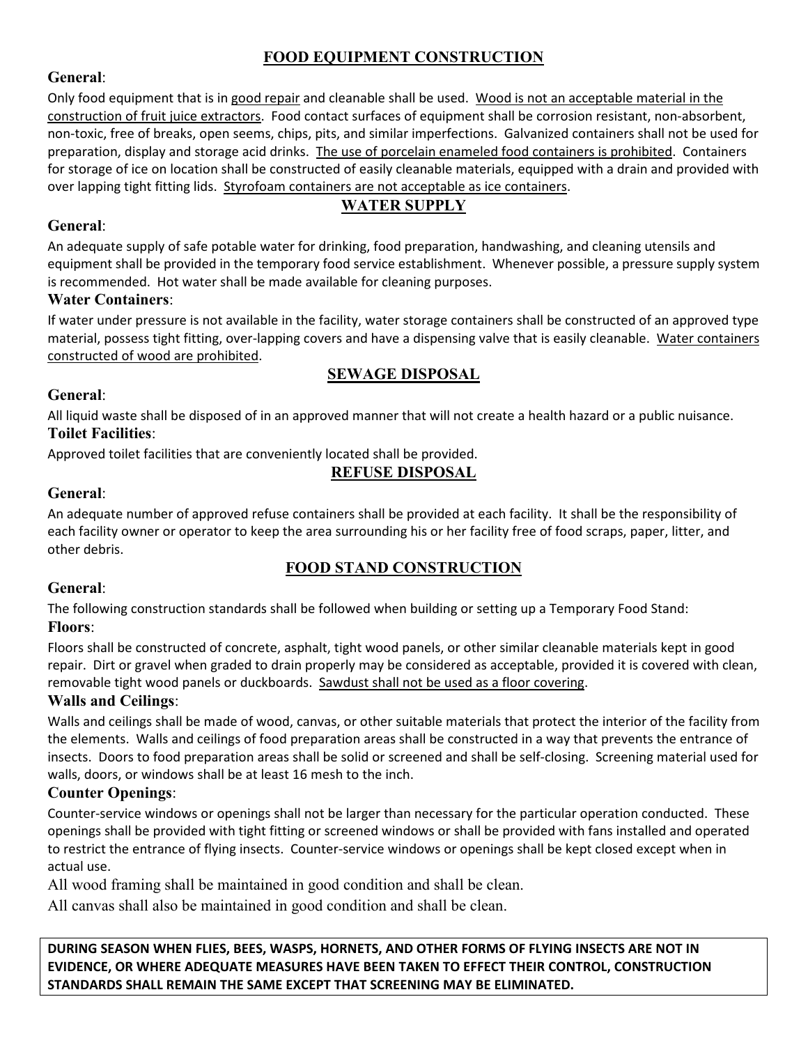## FOOD EQUIPMENT CONSTRUCTION

**General**:

Only food equipment that is in good repair and cleanable shall be used. Wood is not an acceptable material in the construction of fruit juice extractors. Food contact surfaces of equipment shall be corrosion resistant, non-absorbent, non-toxic, free of breaks, open seems, chips, pits, and similar imperfections. Galvanized containers shall not be used for preparation, display and storage acid drinks. The use of porcelain enameled food containers is prohibited. Containers for storage of ice on location shall be constructed of easily cleanable materials, equipped with a drain and provided with over lapping tight fitting lids. Styrofoam containers are not acceptable as ice containers.

## WATER SUPPLY

**General**:

An adequate supply of safe potable water for drinking, food preparation, handwashing, and cleaning utensils and equipment shall be provided in the temporary food service establishment. Whenever possible, a pressure supply system is recommended. Hot water shall be made available for cleaning purposes.

**Water Containers**:

If water under pressure is not available in the facility, water storage containers shall be constructed of an approved type material, possess tight fitting, over-lapping covers and have a dispensing valve that is easily cleanable. Water containers constructed of wood are prohibited.

## SEWAGE DISPOSAL

**General**:

All liquid waste shall be disposed of in an approved manner that will not create a health hazard or a public nuisance.

**Toilet Facilities**:

Approved toilet facilities that are conveniently located shall be provided.

## REFUSE DISPOSAL

**General**:

An adequate number of approved refuse containers shall be provided at each facility. It shall be the responsibility of each facility owner or operator to keep the area surrounding his or her facility free of food scraps, paper, litter, and other debris.

## FOOD STAND CONSTRUCTION

**General**:

The following construction standards shall be followed when building or setting up a Temporary Food Stand:

**Floors**:

Floors shall be constructed of concrete, asphalt, tight wood panels, or other similar cleanable materials kept in good repair. Dirt or gravel when graded to drain properly may be considered as acceptable, provided it is covered with clean, removable tight wood panels or duckboards. Sawdust shall not be used as a floor covering.

**Walls and Ceilings**:

Walls and ceilings shall be made of wood, canvas, or other suitable materials that protect the interior of the facility from the elements. Walls and ceilings of food preparation areas shall be constructed in a way that prevents the entrance of insects. Doors to food preparation areas shall be solid or screened and shall be self-closing. Screening material used for walls, doors, or windows shall be at least 16 mesh to the inch.

**Counter Openings**:

Counter-service windows or openings shall not be larger than necessary for the particular operation conducted. These openings shall be provided with tight fitting or screened windows or shall be provided with fans installed and operated to restrict the entrance of flying insects. Counter-service windows or openings shall be kept closed except when in actual use.

All wood framing shall be maintained in good condition and shall be clean.

All canvas shall also be maintained in good condition and shall be clean.

**DURING SEASON WHEN FLIES, BEES, WASPS, HORNETS, AND OTHER FORMS OF FLYING INSECTS ARE NOT IN EVIDENCE, OR WHERE ADEQUATE MEASURES HAVE BEEN TAKEN TO EFFECT THEIR CONTROL, CONSTRUCTION STANDARDS SHALL REMAIN THE SAME EXCEPT THAT SCREENING MAY BE ELIMINATED.**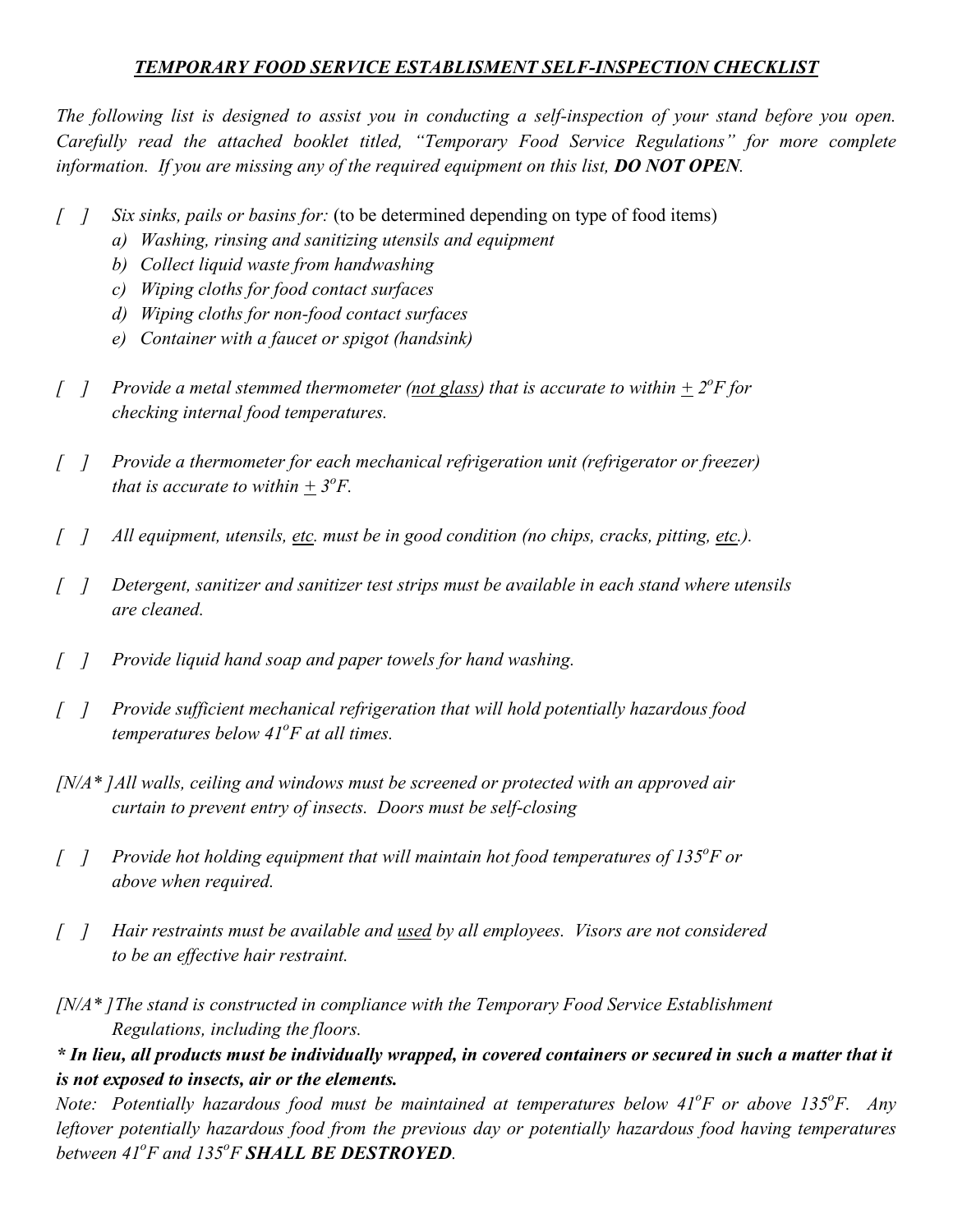***TEMPORARY FOOD SERVICE ESTABLISMENT SELF-INSPECTION CHECKLIST***

*The following list is designed to assist you in conducting a self-inspection of your stand before you open. Carefully read the attached booklet titled, "Temporary Food Service Regulations" for more complete information. If you are missing any of the required equipment on this list,* ***DO NOT OPEN****.*

[ ] *Six sinks, pails or basins for:* (to be determined depending on type of food items)

- *a) Washing, rinsing and sanitizing utensils and equipment*
- *b) Collect liquid waste from handwashing*
- *c) Wiping cloths for food contact surfaces*
- *d) Wiping cloths for non-food contact surfaces*
- *e) Container with a faucet or spigot (handsink)*

[ ] *Provide a metal stemmed thermometer (not glass) that is accurate to within ± $2^oF$ for checking internal food temperatures.*

[ ] *Provide a thermometer for each mechanical refrigeration unit (refrigerator or freezer) that is accurate to within ± $3^oF$.*

[ ] *All equipment, utensils, etc. must be in good condition (no chips, cracks, pitting, etc.).*

[ ] *Detergent, sanitizer and sanitizer test strips must be available in each stand where utensils are cleaned.*

[ ] *Provide liquid hand soap and paper towels for hand washing.*

[ ] *Provide sufficient mechanical refrigeration that will hold potentially hazardous food temperatures below $41^oF$ at all times.*

[N/A* ] *All walls, ceiling and windows must be screened or protected with an approved air curtain to prevent entry of insects. Doors must be self-closing*

[ ] *Provide hot holding equipment that will maintain hot food temperatures of $135^oF$ or above when required.*

[ ] *Hair restraints must be available and used by all employees. Visors are not considered to be an effective hair restraint.*

[N/A* ] *The stand is constructed in compliance with the Temporary Food Service Establishment Regulations, including the floors.*

***\* In lieu, all products must be individually wrapped, in covered containers or secured in such a matter that it is not exposed to insects, air or the elements.***

*Note: Potentially hazardous food must be maintained at temperatures below $41^oF$ or above $135^oF$. Any leftover potentially hazardous food from the previous day or potentially hazardous food having temperatures between $41^oF$ and $135^oF$* ***SHALL BE DESTROYED****.*